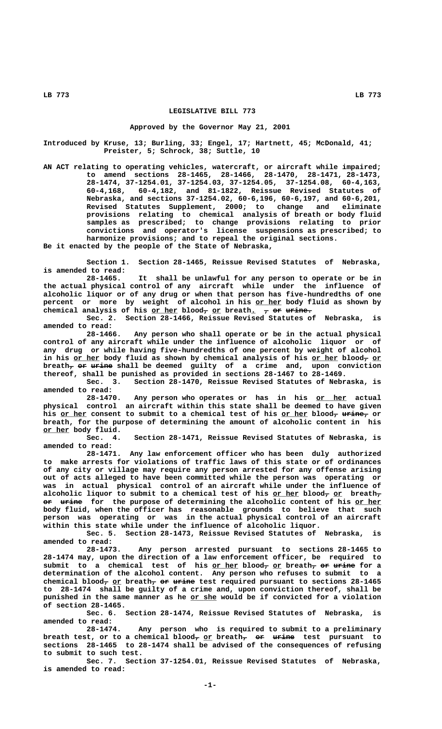# LEGISLATIVE BILL 773

### Approved by the Governor May 21, 2001

Introduced by Kruse, 13; Burling, 33; Engel, 17; Hartnett, 45; McDonald, 41; Preister, 5; Schrock, 38; Suttle, 10

AN ACT relating to operating vehicles, watercraft, or aircraft while impaired; to amend sections 28-1465, 28-1466, 28-1470, 28-1471, 28-1473, 28-1474, 37-1254.01, 37-1254.03, 37-1254.05, 37-1254.08, 60-4,163, 60-4,168, 60-4,182, and 81-1822, Reissue Revised Statutes of Nebraska, and sections 37-1254.02, 60-6,196, 60-6,197, and 60-6,201, Revised Statutes Supplement, 2000; to change and eliminate provisions relating to chemical analysis of breath or body fluid samples as prescribed; to change provisions relating to prior convictions and operator's license suspensions as prescribed; to harmonize provisions; and to repeal the original sections.

Be it enacted by the people of the State of Nebraska,

Section 1. Section 28-1465, Reissue Revised Statutes of Nebraska, is amended to read:

28-1465. It shall be unlawful for any person to operate or be in the actual physical control of any aircraft while under the influence of alcoholic liquor or of any drug or when that person has five-hundredths of one percent or more by weight of alcohol in his or her body fluid as shown by chemical analysis of his or her blood, or breath. , or urine.

Sec. 2. Section 28-1466, Reissue Revised Statutes of Nebraska, is amended to read:

28-1466. Any person who shall operate or be in the actual physical control of any aircraft while under the influence of alcoholic liquor or of any drug or while having five-hundredths of one percent by weight of alcohol in his or her body fluid as shown by chemical analysis of his or her blood, or breath, or urine shall be deemed guilty of a crime and, upon conviction thereof, shall be punished as provided in sections 28-1467 to 28-1469.

Sec. 3. Section 28-1470, Reissue Revised Statutes of Nebraska, is amended to read:

28-1470. Any person who operates or has in his or her actual physical control an aircraft within this state shall be deemed to have given his or her consent to submit to a chemical test of his or her blood, urine, or breath, for the purpose of determining the amount of alcoholic content in his or her body fluid.

Sec. 4. Section 28-1471, Reissue Revised Statutes of Nebraska, is amended to read:

28-1471. Any law enforcement officer who has been duly authorized to make arrests for violations of traffic laws of this state or of ordinances of any city or village may require any person arrested for any offense arising out of acts alleged to have been committed while the person was operating or was in actual physical control of an aircraft while under the influence of alcoholic liquor to submit to a chemical test of his or her blood, or breath, or urine for the purpose of determining the alcoholic content of his or her body fluid, when the officer has reasonable grounds to believe that such person was operating or was in the actual physical control of an aircraft within this state while under the influence of alcoholic liquor.

Sec. 5. Section 28-1473, Reissue Revised Statutes of Nebraska, is amended to read:

28-1473. Any person arrested pursuant to sections 28-1465 to 28-1474 may, upon the direction of a law enforcement officer, be required to submit to a chemical test of his or her blood, or breath, or urine for a determination of the alcohol content. Any person who refuses to submit to a chemical blood, or breath, or urine test required pursuant to sections 28-1465 to 28-1474 shall be guilty of a crime and, upon conviction thereof, shall be punished in the same manner as he or she would be if convicted for a violation of section 28-1465.

Sec. 6. Section 28-1474, Reissue Revised Statutes of Nebraska, is amended to read:

28-1474. Any person who is required to submit to a preliminary breath test, or to a chemical blood, or breath, or urine test pursuant to sections 28-1465 to 28-1474 shall be advised of the consequences of refusing to submit to such test.

Sec. 7. Section 37-1254.01, Reissue Revised Statutes of Nebraska, is amended to read: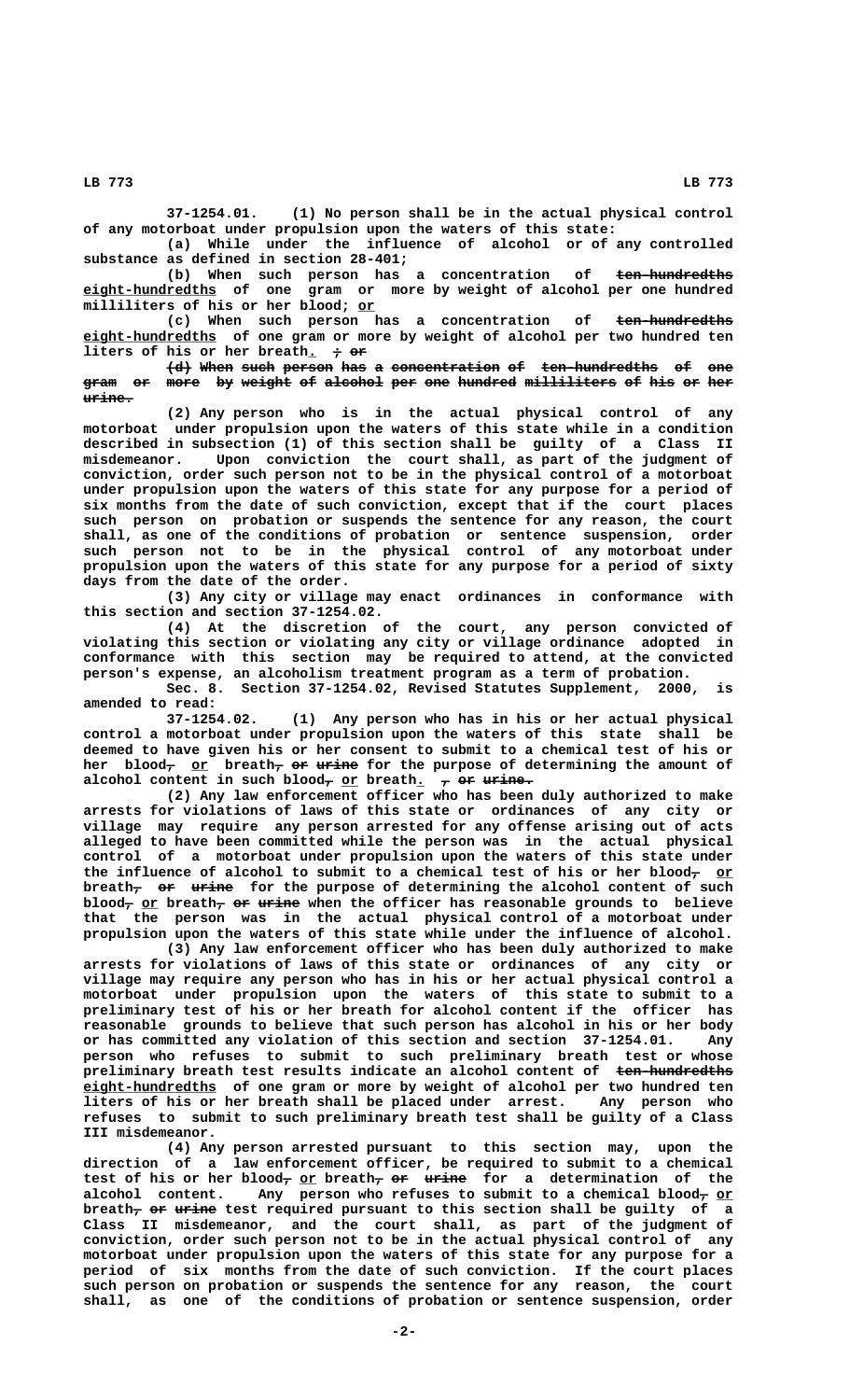37-1254.01. (1) No person shall be in the actual physical control of any motorboat under propulsion upon the waters of this state:

(a) While under the influence of alcohol or of any controlled substance as defined in section 28-401;

(b) When such person has a concentration of ~~ten-hundredths~~ eight-hundredths of one gram or more by weight of alcohol per one hundred milliliters of his or her blood; or

(c) When such person has a concentration of ~~ten-hundredths~~ eight-hundredths of one gram or more by weight of alcohol per two hundred ten liters of his or her breath. ~~; or~~

~~(d) When such person has a concentration of ten-hundredths of one gram or more by weight of alcohol per one hundred milliliters of his or her urine.~~

(2) Any person who is in the actual physical control of any motorboat under propulsion upon the waters of this state while in a condition described in subsection (1) of this section shall be guilty of a Class II misdemeanor. Upon conviction the court shall, as part of the judgment of conviction, order such person not to be in the physical control of a motorboat under propulsion upon the waters of this state for any purpose for a period of six months from the date of such conviction, except that if the court places such person on probation or suspends the sentence for any reason, the court shall, as one of the conditions of probation or sentence suspension, order such person not to be in the physical control of any motorboat under propulsion upon the waters of this state for any purpose for a period of sixty days from the date of the order.

(3) Any city or village may enact ordinances in conformance with this section and section 37-1254.02.

(4) At the discretion of the court, any person convicted of violating this section or violating any city or village ordinance adopted in conformance with this section may be required to attend, at the convicted person's expense, an alcoholism treatment program as a term of probation.

Sec. 8. Section 37-1254.02, Revised Statutes Supplement, 2000, is amended to read:

37-1254.02. (1) Any person who has in his or her actual physical control a motorboat under propulsion upon the waters of this state shall be deemed to have given his or her consent to submit to a chemical test of his or her blood~~,~~ or breath~~, or urine~~ for the purpose of determining the amount of alcohol content in such blood~~,~~ or breath. ~~, or urine.~~

(2) Any law enforcement officer who has been duly authorized to make arrests for violations of laws of this state or ordinances of any city or village may require any person arrested for any offense arising out of acts alleged to have been committed while the person was in the actual physical control of a motorboat under propulsion upon the waters of this state under the influence of alcohol to submit to a chemical test of his or her blood~~,~~ or breath~~, or urine~~ for the purpose of determining the alcohol content of such blood~~,~~ or breath~~, or urine~~ when the officer has reasonable grounds to believe that the person was in the actual physical control of a motorboat under propulsion upon the waters of this state while under the influence of alcohol.

(3) Any law enforcement officer who has been duly authorized to make arrests for violations of laws of this state or ordinances of any city or village may require any person who has in his or her actual physical control a motorboat under propulsion upon the waters of this state to submit to a preliminary test of his or her breath for alcohol content if the officer has reasonable grounds to believe that such person has alcohol in his or her body or has committed any violation of this section and section 37-1254.01. Any person who refuses to submit to such preliminary breath test or whose preliminary breath test results indicate an alcohol content of ~~ten-hundredths~~ eight-hundredths of one gram or more by weight of alcohol per two hundred ten liters of his or her breath shall be placed under arrest. Any person who refuses to submit to such preliminary breath test shall be guilty of a Class III misdemeanor.

(4) Any person arrested pursuant to this section may, upon the direction of a law enforcement officer, be required to submit to a chemical test of his or her blood~~,~~ or breath~~, or urine~~ for a determination of the alcohol content. Any person who refuses to submit to a chemical blood~~,~~ or breath~~, or urine~~ test required pursuant to this section shall be guilty of a Class II misdemeanor, and the court shall, as part of the judgment of conviction, order such person not to be in the actual physical control of any motorboat under propulsion upon the waters of this state for any purpose for a period of six months from the date of such conviction. If the court places such person on probation or suspends the sentence for any reason, the court shall, as one of the conditions of probation or sentence suspension, order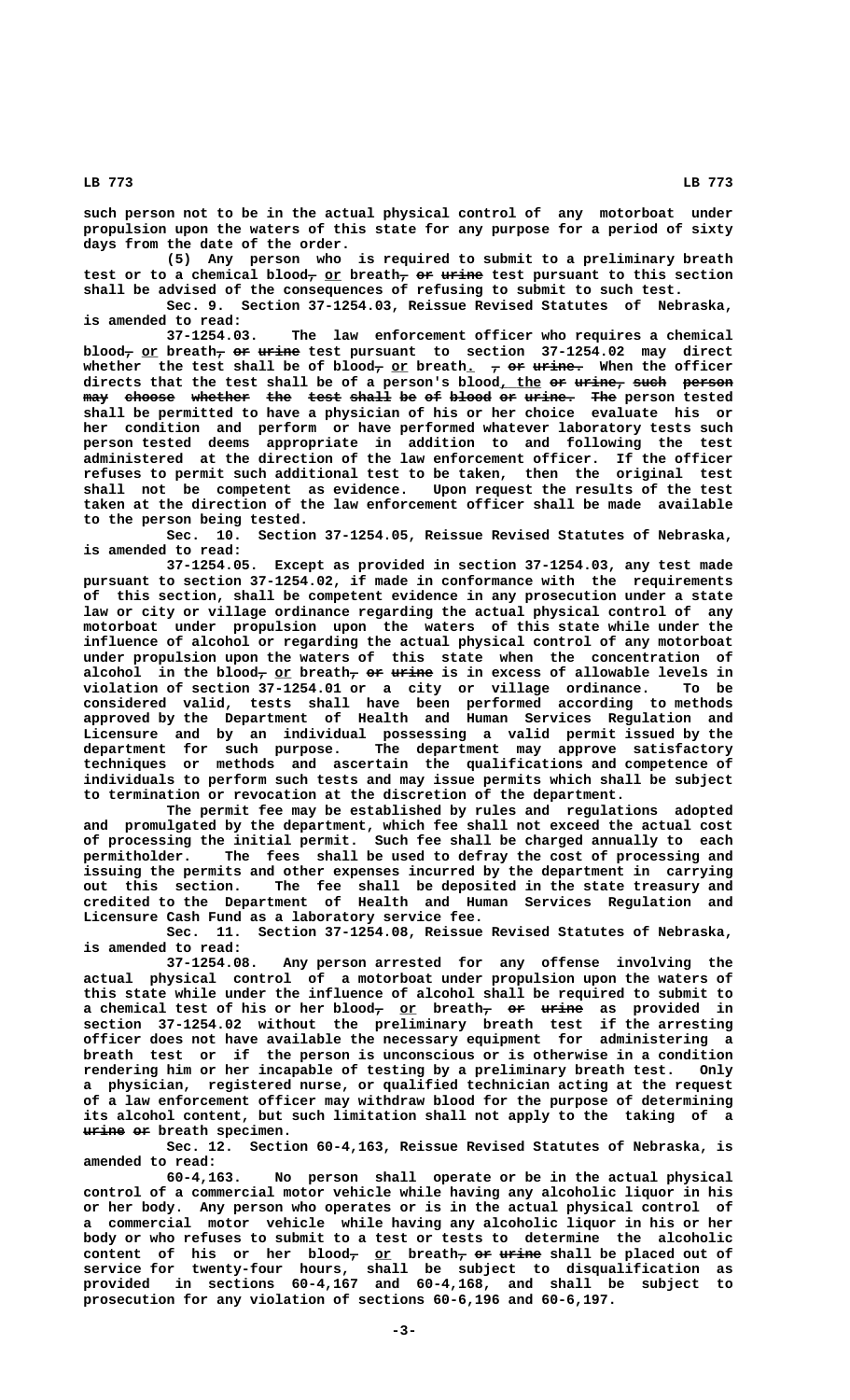such person not to be in the actual physical control of any motorboat under propulsion upon the waters of this state for any purpose for a period of sixty days from the date of the order.

(5) Any person who is required to submit to a preliminary breath test or to a chemical blood, or breath, or urine test pursuant to this section shall be advised of the consequences of refusing to submit to such test.

Sec. 9. Section 37-1254.03, Reissue Revised Statutes of Nebraska, is amended to read:

37-1254.03. The law enforcement officer who requires a chemical blood, or breath, or urine test pursuant to section 37-1254.02 may direct whether the test shall be of blood, or breath. , or urine. When the officer directs that the test shall be of a person's blood, the or urine, such person may choose whether the test shall be of blood or urine. The person tested shall be permitted to have a physician of his or her choice evaluate his or her condition and perform or have performed whatever laboratory tests such person tested deems appropriate in addition to and following the test administered at the direction of the law enforcement officer. If the officer refuses to permit such additional test to be taken, then the original test shall not be competent as evidence. Upon request the results of the test taken at the direction of the law enforcement officer shall be made available to the person being tested.

Sec. 10. Section 37-1254.05, Reissue Revised Statutes of Nebraska, is amended to read:

37-1254.05. Except as provided in section 37-1254.03, any test made pursuant to section 37-1254.02, if made in conformance with the requirements of this section, shall be competent evidence in any prosecution under a state law or city or village ordinance regarding the actual physical control of any motorboat under propulsion upon the waters of this state while under the influence of alcohol or regarding the actual physical control of any motorboat under propulsion upon the waters of this state when the concentration of alcohol in the blood, or breath, or urine is in excess of allowable levels in violation of section 37-1254.01 or a city or village ordinance. To be considered valid, tests shall have been performed according to methods approved by the Department of Health and Human Services Regulation and Licensure and by an individual possessing a valid permit issued by the department for such purpose. The department may approve satisfactory techniques or methods and ascertain the qualifications and competence of individuals to perform such tests and may issue permits which shall be subject to termination or revocation at the discretion of the department.

The permit fee may be established by rules and regulations adopted and promulgated by the department, which fee shall not exceed the actual cost of processing the initial permit. Such fee shall be charged annually to each permitholder. The fees shall be used to defray the cost of processing and issuing the permits and other expenses incurred by the department in carrying out this section. The fee shall be deposited in the state treasury and credited to the Department of Health and Human Services Regulation and Licensure Cash Fund as a laboratory service fee.

Sec. 11. Section 37-1254.08, Reissue Revised Statutes of Nebraska, is amended to read:

37-1254.08. Any person arrested for any offense involving the actual physical control of a motorboat under propulsion upon the waters of this state while under the influence of alcohol shall be required to submit to a chemical test of his or her blood, or breath, or urine as provided in section 37-1254.02 without the preliminary breath test if the arresting officer does not have available the necessary equipment for administering a breath test or if the person is unconscious or is otherwise in a condition rendering him or her incapable of testing by a preliminary breath test. Only a physician, registered nurse, or qualified technician acting at the request of a law enforcement officer may withdraw blood for the purpose of determining its alcohol content, but such limitation shall not apply to the taking of a urine or breath specimen.

Sec. 12. Section 60-4,163, Reissue Revised Statutes of Nebraska, is amended to read:

60-4,163. No person shall operate or be in the actual physical control of a commercial motor vehicle while having any alcoholic liquor in his or her body. Any person who operates or is in the actual physical control of a commercial motor vehicle while having any alcoholic liquor in his or her body or who refuses to submit to a test or tests to determine the alcoholic content of his or her blood, or breath, or urine shall be placed out of service for twenty-four hours, shall be subject to disqualification as provided in sections 60-4,167 and 60-4,168, and shall be subject to prosecution for any violation of sections 60-6,196 and 60-6,197.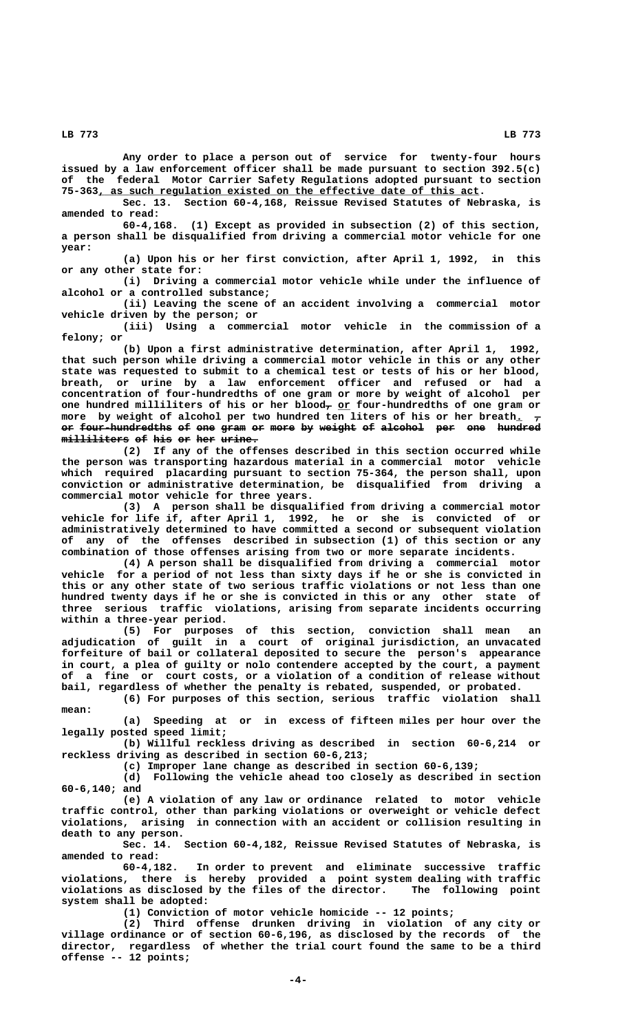Any order to place a person out of service for twenty-four hours issued by a law enforcement officer shall be made pursuant to section 392.5(c) of the federal Motor Carrier Safety Regulations adopted pursuant to section 75-363, as such regulation existed on the effective date of this act.

Sec. 13. Section 60-4,168, Reissue Revised Statutes of Nebraska, is amended to read:

60-4,168. (1) Except as provided in subsection (2) of this section, a person shall be disqualified from driving a commercial motor vehicle for one year:

(a) Upon his or her first conviction, after April 1, 1992, in this or any other state for:

(i) Driving a commercial motor vehicle while under the influence of alcohol or a controlled substance;

(ii) Leaving the scene of an accident involving a commercial motor vehicle driven by the person; or

(iii) Using a commercial motor vehicle in the commission of a felony; or

(b) Upon a first administrative determination, after April 1, 1992, that such person while driving a commercial motor vehicle in this or any other state was requested to submit to a chemical test or tests of his or her blood, breath, or urine by a law enforcement officer and refused or had a concentration of four-hundredths of one gram or more by weight of alcohol per one hundred milliliters of his or her blood, or four-hundredths of one gram or more by weight of alcohol per two hundred ten liters of his or her breath. , or four-hundredths of one gram or more by weight of alcohol per one hundred milliliters of his or her urine.

(2) If any of the offenses described in this section occurred while the person was transporting hazardous material in a commercial motor vehicle which required placarding pursuant to section 75-364, the person shall, upon conviction or administrative determination, be disqualified from driving a commercial motor vehicle for three years.

(3) A person shall be disqualified from driving a commercial motor vehicle for life if, after April 1, 1992, he or she is convicted of or administratively determined to have committed a second or subsequent violation of any of the offenses described in subsection (1) of this section or any combination of those offenses arising from two or more separate incidents.

(4) A person shall be disqualified from driving a commercial motor vehicle for a period of not less than sixty days if he or she is convicted in this or any other state of two serious traffic violations or not less than one hundred twenty days if he or she is convicted in this or any other state of three serious traffic violations, arising from separate incidents occurring within a three-year period.

(5) For purposes of this section, conviction shall mean an adjudication of guilt in a court of original jurisdiction, an unvacated forfeiture of bail or collateral deposited to secure the person's appearance in court, a plea of guilty or nolo contendere accepted by the court, a payment of a fine or court costs, or a violation of a condition of release without bail, regardless of whether the penalty is rebated, suspended, or probated.

(6) For purposes of this section, serious traffic violation shall mean:

(a) Speeding at or in excess of fifteen miles per hour over the legally posted speed limit;

(b) Willful reckless driving as described in section 60-6,214 or reckless driving as described in section 60-6,213;

(c) Improper lane change as described in section 60-6,139;

(d) Following the vehicle ahead too closely as described in section 60-6,140; and

(e) A violation of any law or ordinance related to motor vehicle traffic control, other than parking violations or overweight or vehicle defect violations, arising in connection with an accident or collision resulting in death to any person.

Sec. 14. Section 60-4,182, Reissue Revised Statutes of Nebraska, is amended to read:

60-4,182. In order to prevent and eliminate successive traffic violations, there is hereby provided a point system dealing with traffic violations as disclosed by the files of the director. The following point system shall be adopted:

(1) Conviction of motor vehicle homicide -- 12 points;

(2) Third offense drunken driving in violation of any city or village ordinance or of section 60-6,196, as disclosed by the records of the director, regardless of whether the trial court found the same to be a third offense -- 12 points;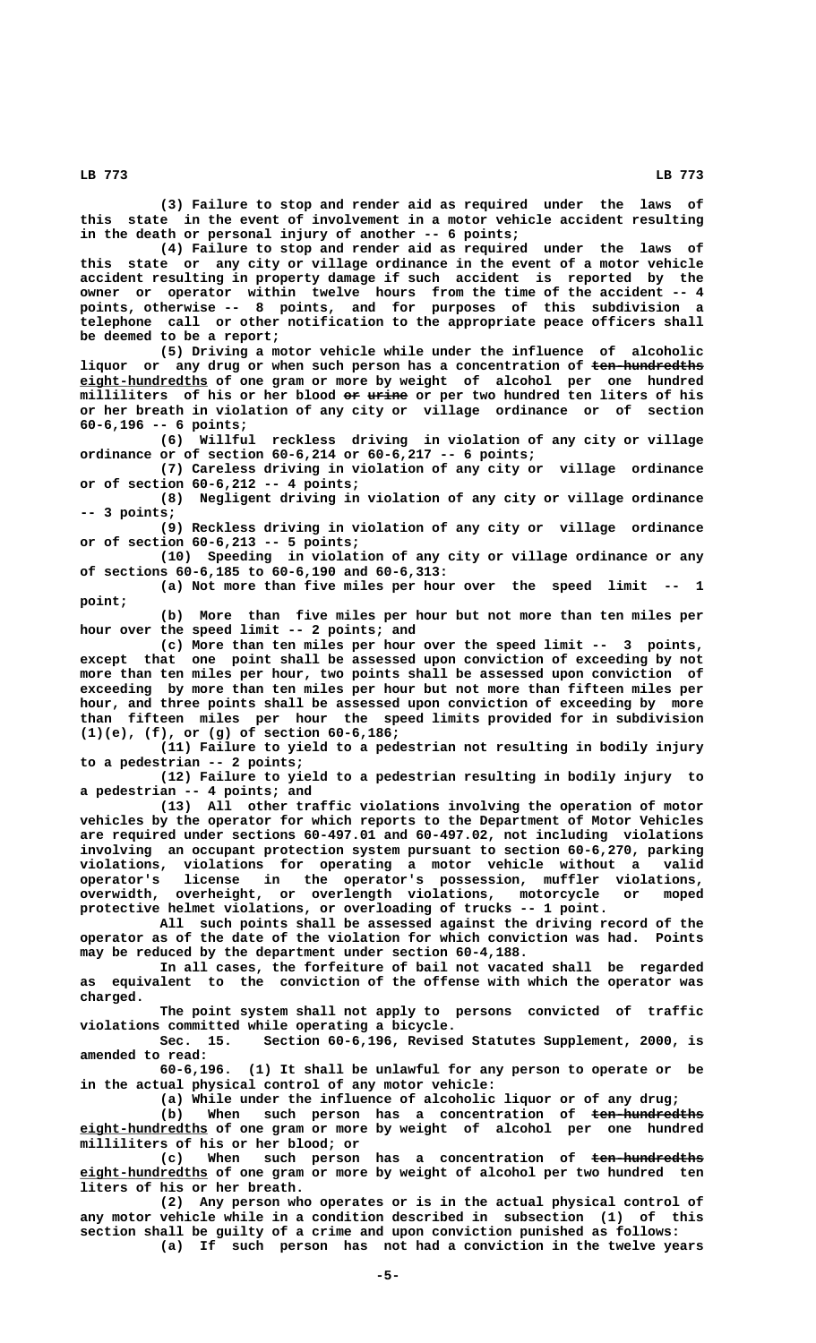(3) Failure to stop and render aid as required under the laws of this state in the event of involvement in a motor vehicle accident resulting in the death or personal injury of another -- 6 points;

(4) Failure to stop and render aid as required under the laws of this state or any city or village ordinance in the event of a motor vehicle accident resulting in property damage if such accident is reported by the owner or operator within twelve hours from the time of the accident -- 4 points, otherwise -- 8 points, and for purposes of this subdivision a telephone call or other notification to the appropriate peace officers shall be deemed to be a report;

(5) Driving a motor vehicle while under the influence of alcoholic liquor or any drug or when such person has a concentration of ~~ten-hundredths~~ eight-hundredths of one gram or more by weight of alcohol per one hundred milliliters of his or her blood ~~or urine~~ or per two hundred ten liters of his or her breath in violation of any city or village ordinance or of section 60-6,196 -- 6 points;

(6) Willful reckless driving in violation of any city or village ordinance or of section 60-6,214 or 60-6,217 -- 6 points;

(7) Careless driving in violation of any city or village ordinance or of section 60-6,212 -- 4 points;

(8) Negligent driving in violation of any city or village ordinance -- 3 points;

(9) Reckless driving in violation of any city or village ordinance or of section 60-6,213 -- 5 points;

(10) Speeding in violation of any city or village ordinance or any of sections 60-6,185 to 60-6,190 and 60-6,313:

(a) Not more than five miles per hour over the speed limit -- 1 point;

(b) More than five miles per hour but not more than ten miles per hour over the speed limit -- 2 points; and

(c) More than ten miles per hour over the speed limit -- 3 points, except that one point shall be assessed upon conviction of exceeding by not more than ten miles per hour, two points shall be assessed upon conviction of exceeding by more than ten miles per hour but not more than fifteen miles per hour, and three points shall be assessed upon conviction of exceeding by more than fifteen miles per hour the speed limits provided for in subdivision (1)(e), (f), or (g) of section 60-6,186;

(11) Failure to yield to a pedestrian not resulting in bodily injury to a pedestrian -- 2 points;

(12) Failure to yield to a pedestrian resulting in bodily injury to a pedestrian -- 4 points; and

(13) All other traffic violations involving the operation of motor vehicles by the operator for which reports to the Department of Motor Vehicles are required under sections 60-497.01 and 60-497.02, not including violations involving an occupant protection system pursuant to section 60-6,270, parking violations, violations for operating a motor vehicle without a valid operator's license in the operator's possession, muffler violations, overwidth, overheight, or overlength violations, motorcycle or moped protective helmet violations, or overloading of trucks -- 1 point.

All such points shall be assessed against the driving record of the operator as of the date of the violation for which conviction was had. Points may be reduced by the department under section 60-4,188.

In all cases, the forfeiture of bail not vacated shall be regarded as equivalent to the conviction of the offense with which the operator was charged.

The point system shall not apply to persons convicted of traffic violations committed while operating a bicycle.

Sec. 15. Section 60-6,196, Revised Statutes Supplement, 2000, is amended to read:

60-6,196. (1) It shall be unlawful for any person to operate or be in the actual physical control of any motor vehicle:

(a) While under the influence of alcoholic liquor or of any drug;

(b) When such person has a concentration of ~~ten-hundredths~~ eight-hundredths of one gram or more by weight of alcohol per one hundred milliliters of his or her blood; or

(c) When such person has a concentration of ~~ten-hundredths~~ eight-hundredths of one gram or more by weight of alcohol per two hundred ten liters of his or her breath.

(2) Any person who operates or is in the actual physical control of any motor vehicle while in a condition described in subsection (1) of this section shall be guilty of a crime and upon conviction punished as follows:

(a) If such person has not had a conviction in the twelve years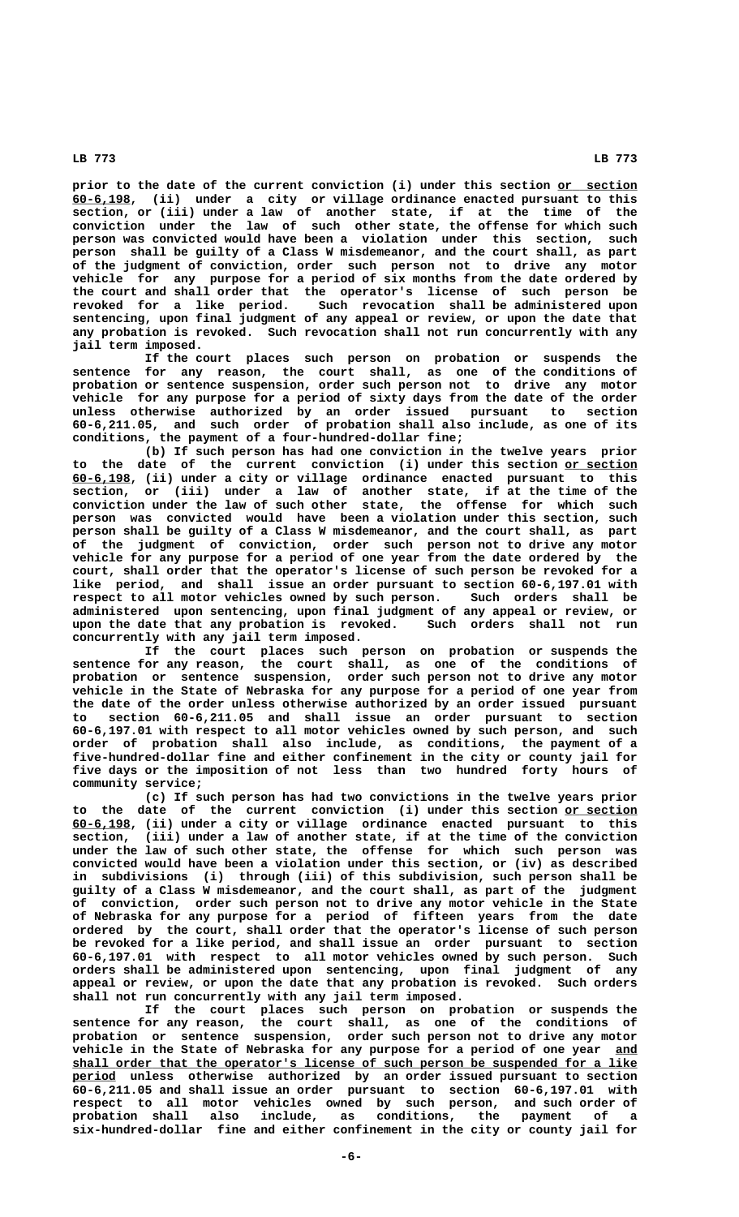prior to the date of the current conviction (i) under this section or section 60-6,198, (ii) under a city or village ordinance enacted pursuant to this section, or (iii) under a law of another state, if at the time of the conviction under the law of such other state, the offense for which such person was convicted would have been a violation under this section, such person shall be guilty of a Class W misdemeanor, and the court shall, as part of the judgment of conviction, order such person not to drive any motor vehicle for any purpose for a period of six months from the date ordered by the court and shall order that the operator's license of such person be revoked for a like period. Such revocation shall be administered upon sentencing, upon final judgment of any appeal or review, or upon the date that any probation is revoked. Such revocation shall not run concurrently with any jail term imposed.

If the court places such person on probation or suspends the sentence for any reason, the court shall, as one of the conditions of probation or sentence suspension, order such person not to drive any motor vehicle for any purpose for a period of sixty days from the date of the order unless otherwise authorized by an order issued pursuant to section 60-6,211.05, and such order of probation shall also include, as one of its conditions, the payment of a four-hundred-dollar fine;

(b) If such person has had one conviction in the twelve years prior to the date of the current conviction (i) under this section or section 60-6,198, (ii) under a city or village ordinance enacted pursuant to this section, or (iii) under a law of another state, if at the time of the conviction under the law of such other state, the offense for which such person was convicted would have been a violation under this section, such person shall be guilty of a Class W misdemeanor, and the court shall, as part of the judgment of conviction, order such person not to drive any motor vehicle for any purpose for a period of one year from the date ordered by the court, shall order that the operator's license of such person be revoked for a like period, and shall issue an order pursuant to section 60-6,197.01 with respect to all motor vehicles owned by such person. Such orders shall be administered upon sentencing, upon final judgment of any appeal or review, or upon the date that any probation is revoked. Such orders shall not run concurrently with any jail term imposed.

If the court places such person on probation or suspends the sentence for any reason, the court shall, as one of the conditions of probation or sentence suspension, order such person not to drive any motor vehicle in the State of Nebraska for any purpose for a period of one year from the date of the order unless otherwise authorized by an order issued pursuant to section 60-6,211.05 and shall issue an order pursuant to section 60-6,197.01 with respect to all motor vehicles owned by such person, and such order of probation shall also include, as conditions, the payment of a five-hundred-dollar fine and either confinement in the city or county jail for five days or the imposition of not less than two hundred forty hours of community service;

(c) If such person has had two convictions in the twelve years prior to the date of the current conviction (i) under this section or section 60-6,198, (ii) under a city or village ordinance enacted pursuant to this section, (iii) under a law of another state, if at the time of the conviction under the law of such other state, the offense for which such person was convicted would have been a violation under this section, or (iv) as described in subdivisions (i) through (iii) of this subdivision, such person shall be guilty of a Class W misdemeanor, and the court shall, as part the judgment of conviction, order such person not to drive any motor vehicle in the State of Nebraska for any purpose for a period of fifteen years from the date ordered by the court, shall order that the operator's license of such person be revoked for a like period, and shall issue an order pursuant to section 60-6,197.01 with respect to all motor vehicles owned by such person. Such orders shall be administered upon sentencing, upon final judgment of any appeal or review, or upon the date that any probation is revoked. Such orders shall not run concurrently with any jail term imposed.

If the court places such person on probation or suspends the sentence for any reason, the court shall, as one of the conditions of probation or sentence suspension, order such person not to drive any motor vehicle in the State of Nebraska for any purpose for a period of one year and shall order that the operator's license of such person be suspended for a like period unless otherwise authorized by an order issued pursuant to section 60-6,211.05 and shall issue an order pursuant to section 60-6,197.01 with respect to all motor vehicles owned by such person, and such order of probation shall also include, as conditions, the payment of a six-hundred-dollar fine and either confinement in the city or county jail for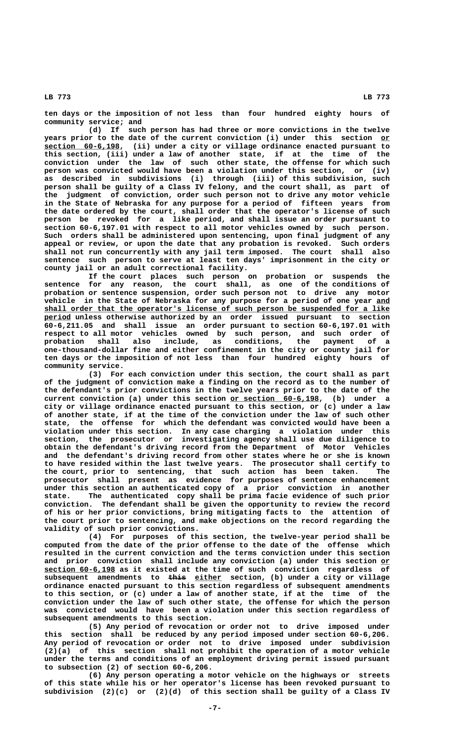ten days or the imposition of not less than four hundred eighty hours of community service; and

(d) If such person has had three or more convictions in the twelve years prior to the date of the current conviction (i) under this section or section 60-6,198, (ii) under a city or village ordinance enacted pursuant to this section, (iii) under a law of another state, if at the time of the conviction under the law of such other state, the offense for which such person was convicted would have been a violation under this section, or (iv) as described in subdivisions (i) through (iii) of this subdivision, such person shall be guilty of a Class IV felony, and the court shall, as part of the judgment of conviction, order such person not to drive any motor vehicle in the State of Nebraska for any purpose for a period of fifteen years from the date ordered by the court, shall order that the operator's license of such person be revoked for a like period, and shall issue an order pursuant to section 60-6,197.01 with respect to all motor vehicles owned by such person. Such orders shall be administered upon sentencing, upon final judgment of any appeal or review, or upon the date that any probation is revoked. Such orders shall not run concurrently with any jail term imposed. The court shall also sentence such person to serve at least ten days' imprisonment in the city or county jail or an adult correctional facility.

If the court places such person on probation or suspends the sentence for any reason, the court shall, as one of the conditions of probation or sentence suspension, order such person not to drive any motor vehicle in the State of Nebraska for any purpose for a period of one year and shall order that the operator's license of such person be suspended for a like period unless otherwise authorized by an order issued pursuant to section 60-6,211.05 and shall issue an order pursuant to section 60-6,197.01 with respect to all motor vehicles owned by such person, and such order of probation shall also include, as conditions, the payment of a one-thousand-dollar fine and either confinement in the city or county jail for ten days or the imposition of not less than four hundred eighty hours of community service.

(3) For each conviction under this section, the court shall as part of the judgment of conviction make a finding on the record as to the number of the defendant's prior convictions in the twelve years prior to the date of the current conviction (a) under this section or section 60-6,198, (b) under a city or village ordinance enacted pursuant to this section, or (c) under a law of another state, if at the time of the conviction under the law of such other state, the offense for which the defendant was convicted would have been a violation under this section. In any case charging a violation under this section, the prosecutor or investigating agency shall use due diligence to obtain the defendant's driving record from the Department of Motor Vehicles and the defendant's driving record from other states where he or she is known to have resided within the last twelve years. The prosecutor shall certify to the court, prior to sentencing, that such action has been taken. The prosecutor shall present as evidence for purposes of sentence enhancement under this section an authenticated copy of a prior conviction in another state. The authenticated copy shall be prima facie evidence of such prior conviction. The defendant shall be given the opportunity to review the record of his or her prior convictions, bring mitigating facts to the attention of the court prior to sentencing, and make objections on the record regarding the validity of such prior convictions.

(4) For purposes of this section, the twelve-year period shall be computed from the date of the prior offense to the date of the offense which resulted in the current conviction and the terms conviction under this section and prior conviction shall include any conviction (a) under this section or section 60-6,198 as it existed at the time of such conviction regardless of subsequent amendments to ~~this~~ either section, (b) under a city or village ordinance enacted pursuant to this section regardless of subsequent amendments to this section, or (c) under a law of another state, if at the time of the conviction under the law of such other state, the offense for which the person was convicted would have been a violation under this section regardless of subsequent amendments to this section.

(5) Any period of revocation or order not to drive imposed under this section shall be reduced by any period imposed under section 60-6,206. Any period of revocation or order not to drive imposed under subdivision (2)(a) of this section shall not prohibit the operation of a motor vehicle under the terms and conditions of an employment driving permit issued pursuant to subsection (2) of section 60-6,206.

(6) Any person operating a motor vehicle on the highways or streets of this state while his or her operator's license has been revoked pursuant to subdivision (2)(c) or (2)(d) of this section shall be guilty of a Class IV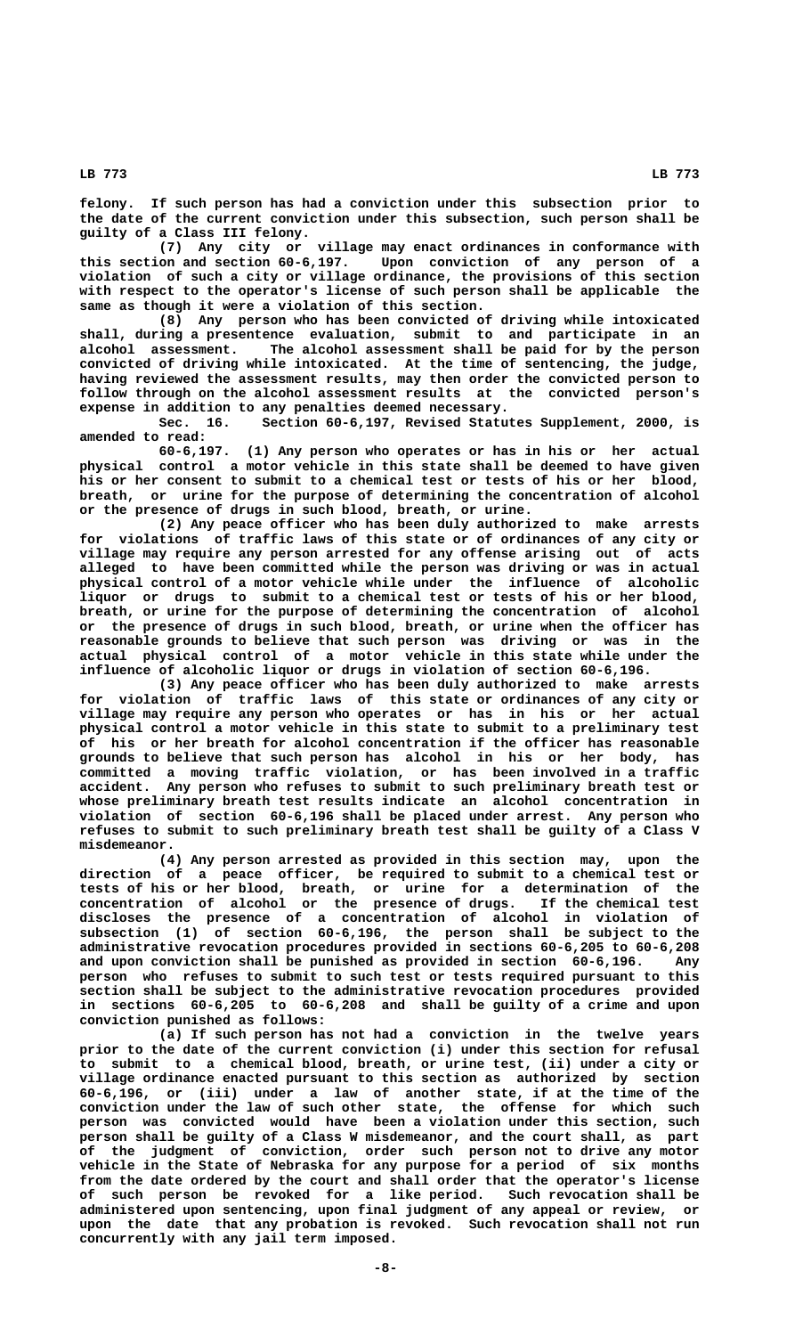felony. If such person has had a conviction under this subsection prior to the date of the current conviction under this subsection, such person shall be guilty of a Class III felony.

(7) Any city or village may enact ordinances in conformance with this section and section 60-6,197. Upon conviction of any person of a violation of such a city or village ordinance, the provisions of this section with respect to the operator's license of such person shall be applicable the same as though it were a violation of this section.

(8) Any person who has been convicted of driving while intoxicated shall, during a presentence evaluation, submit to and participate in an alcohol assessment. The alcohol assessment shall be paid for by the person convicted of driving while intoxicated. At the time of sentencing, the judge, having reviewed the assessment results, may then order the convicted person to follow through on the alcohol assessment results at the convicted person's expense in addition to any penalties deemed necessary.

Sec. 16. Section 60-6,197, Revised Statutes Supplement, 2000, is amended to read:

60-6,197. (1) Any person who operates or has in his or her actual physical control a motor vehicle in this state shall be deemed to have given his or her consent to submit to a chemical test or tests of his or her blood, breath, or urine for the purpose of determining the concentration of alcohol or the presence of drugs in such blood, breath, or urine.

(2) Any peace officer who has been duly authorized to make arrests for violations of traffic laws of this state or of ordinances of any city or village may require any person arrested for any offense arising out of acts alleged to have been committed while the person was driving or was in actual physical control of a motor vehicle while under the influence of alcoholic liquor or drugs to submit to a chemical test or tests of his or her blood, breath, or urine for the purpose of determining the concentration of alcohol or the presence of drugs in such blood, breath, or urine when the officer has reasonable grounds to believe that such person was driving or was in the actual physical control of a motor vehicle in this state while under the influence of alcoholic liquor or drugs in violation of section 60-6,196.

(3) Any peace officer who has been duly authorized to make arrests for violation of traffic laws of this state or ordinances of any city or village may require any person who operates or has in his or her actual physical control a motor vehicle in this state to submit to a preliminary test of his or her breath for alcohol concentration if the officer has reasonable grounds to believe that such person has alcohol in his or her body, has committed a moving traffic violation, or has been involved in a traffic accident. Any person who refuses to submit to such preliminary breath test or whose preliminary breath test results indicate an alcohol concentration in violation of section 60-6,196 shall be placed under arrest. Any person who refuses to submit to such preliminary breath test shall be guilty of a Class V misdemeanor.

(4) Any person arrested as provided in this section may, upon the direction of a peace officer, be required to submit to a chemical test or tests of his or her blood, breath, or urine for a determination of the concentration of alcohol or the presence of drugs. If the chemical test discloses the presence of a concentration of alcohol in violation of subsection (1) of section 60-6,196, the person shall be subject to the administrative revocation procedures provided in sections 60-6,205 to 60-6,208 and upon conviction shall be punished as provided in section 60-6,196. Any person who refuses to submit to such test or tests required pursuant to this section shall be subject to the administrative revocation procedures provided in sections 60-6,205 to 60-6,208 and shall be guilty of a crime and upon conviction punished as follows:

(a) If such person has not had a conviction in the twelve years prior to the date of the current conviction (i) under this section for refusal to submit to a chemical blood, breath, or urine test, (ii) under a city or village ordinance enacted pursuant to this section as authorized by section 60-6,196, or (iii) under a law of another state, if at the time of the conviction under the law of such other state, the offense for which such person was convicted would have been a violation under this section, such person shall be guilty of a Class W misdemeanor, and the court shall, as part of the judgment of conviction, order such person not to drive any motor vehicle in the State of Nebraska for any purpose for a period of six months from the date ordered by the court and shall order that the operator's license of such person be revoked for a like period. Such revocation shall be administered upon sentencing, upon final judgment of any appeal or review, or upon the date that any probation is revoked. Such revocation shall not run concurrently with any jail term imposed.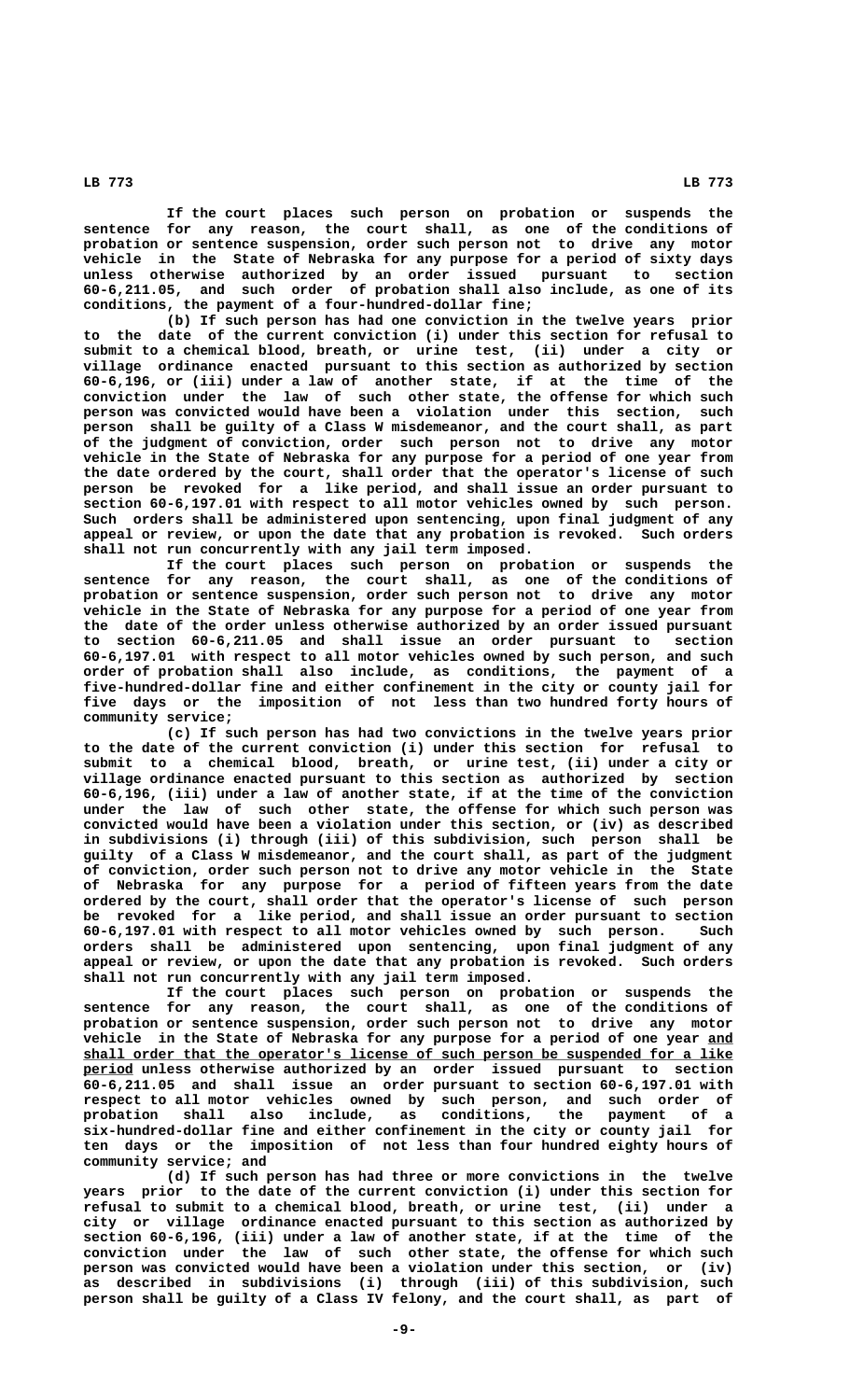If the court places such person on probation or suspends the sentence for any reason, the court shall, as one of the conditions of probation or sentence suspension, order such person not to drive any motor vehicle in the State of Nebraska for any purpose for a period of sixty days unless otherwise authorized by an order issued pursuant to section 60-6,211.05, and such order of probation shall also include, as one of its conditions, the payment of a four-hundred-dollar fine;

(b) If such person has had one conviction in the twelve years prior to the date of the current conviction (i) under this section for refusal to submit to a chemical blood, breath, or urine test, (ii) under a city or village ordinance enacted pursuant to this section as authorized by section 60-6,196, or (iii) under a law of another state, if at the time of the conviction under the law of such other state, the offense for which such person was convicted would have been a violation under this section, such person shall be guilty of a Class W misdemeanor, and the court shall, as part of the judgment of conviction, order such person not to drive any motor vehicle in the State of Nebraska for any purpose for a period of one year from the date ordered by the court, shall order that the operator's license of such person be revoked for a like period, and shall issue an order pursuant to section 60-6,197.01 with respect to all motor vehicles owned by such person. Such orders shall be administered upon sentencing, upon final judgment of any appeal or review, or upon the date that any probation is revoked. Such orders shall not run concurrently with any jail term imposed.

If the court places such person on probation or suspends the sentence for any reason, the court shall, as one of the conditions of probation or sentence suspension, order such person not to drive any motor vehicle in the State of Nebraska for any purpose for a period of one year from the date of the order unless otherwise authorized by an order issued pursuant to section 60-6,211.05 and shall issue an order pursuant to section 60-6,197.01 with respect to all motor vehicles owned by such person, and such order of probation shall also include, as conditions, the payment of a five-hundred-dollar fine and either confinement in the city or county jail for five days or the imposition of not less than two hundred forty hours of community service;

(c) If such person has had two convictions in the twelve years prior to the date of the current conviction (i) under this section for refusal to submit to a chemical blood, breath, or urine test, (ii) under a city or village ordinance enacted pursuant to this section as authorized by section 60-6,196, (iii) under a law of another state, if at the time of the conviction under the law of such other state, the offense for which such person was convicted would have been a violation under this section, or (iv) as described in subdivisions (i) through (iii) of this subdivision, such person shall be guilty of a Class W misdemeanor, and the court shall, as part of the judgment of conviction, order such person not to drive any motor vehicle in the State of Nebraska for any purpose for a period of fifteen years from the date ordered by the court, shall order that the operator's license of such person be revoked for a like period, and shall issue an order pursuant to section 60-6,197.01 with respect to all motor vehicles owned by such person. Such orders shall be administered upon sentencing, upon final judgment of any appeal or review, or upon the date that any probation is revoked. Such orders shall not run concurrently with any jail term imposed.

If the court places such person on probation or suspends the sentence for any reason, the court shall, as one of the conditions of probation or sentence suspension, order such person not to drive any motor vehicle in the State of Nebraska for any purpose for a period of one year and shall order that the operator's license of such person be suspended for a like period unless otherwise authorized by an order issued pursuant to section 60-6,211.05 and shall issue an order pursuant to section 60-6,197.01 with respect to all motor vehicles owned by such person, and such order of probation shall also include, as conditions, the payment of a six-hundred-dollar fine and either confinement in the city or county jail for ten days or the imposition of not less than four hundred eighty hours of community service; and

(d) If such person has had three or more convictions in the twelve years prior to the date of the current conviction (i) under this section for refusal to submit to a chemical blood, breath, or urine test, (ii) under a city or village ordinance enacted pursuant to this section as authorized by section 60-6,196, (iii) under a law of another state, if at the time of the conviction under the law of such other state, the offense for which such person was convicted would have been a violation under this section, or (iv) as described in subdivisions (i) through (iii) of this subdivision, such person shall be guilty of a Class IV felony, and the court shall, as part of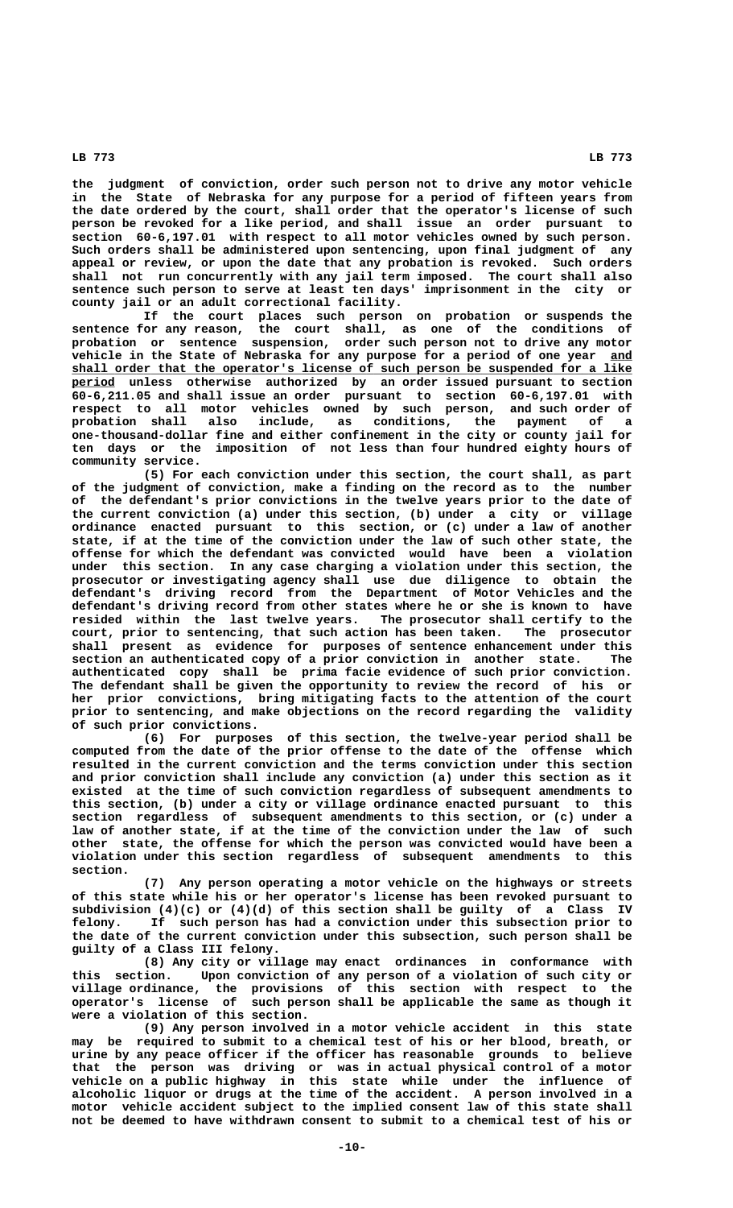the judgment of conviction, order such person not to drive any motor vehicle in the State of Nebraska for any purpose for a period of fifteen years from the date ordered by the court, shall order that the operator's license of such person be revoked for a like period, and shall issue an order pursuant to section 60-6,197.01 with respect to all motor vehicles owned by such person. Such orders shall be administered upon sentencing, upon final judgment of any appeal or review, or upon the date that any probation is revoked. Such orders shall not run concurrently with any jail term imposed. The court shall also sentence such person to serve at least ten days' imprisonment in the city or county jail or an adult correctional facility.

If the court places such person on probation or suspends the sentence for any reason, the court shall, as one of the conditions of probation or sentence suspension, order such person not to drive any motor vehicle in the State of Nebraska for any purpose for a period of one year and shall order that the operator's license of such person be suspended for a like period unless otherwise authorized by an order issued pursuant to section 60-6,211.05 and shall issue an order pursuant to section 60-6,197.01 with respect to all motor vehicles owned by such person, and such order of probation shall also include, as conditions, the payment of a one-thousand-dollar fine and either confinement in the city or county jail for ten days or the imposition of not less than four hundred eighty hours of community service.

(5) For each conviction under this section, the court shall, as part of the judgment of conviction, make a finding on the record as to the number of the defendant's prior convictions in the twelve years prior to the date of the current conviction (a) under this section, (b) under a city or village ordinance enacted pursuant to this section, or (c) under a law of another state, if at the time of the conviction under the law of such other state, the offense for which the defendant was convicted would have been a violation under this section. In any case charging a violation under this section, the prosecutor or investigating agency shall use due diligence to obtain the defendant's driving record from the Department of Motor Vehicles and the defendant's driving record from other states where he or she is known to have resided within the last twelve years. The prosecutor shall certify to the court, prior to sentencing, that such action has been taken. The prosecutor shall present as evidence for purposes of sentence enhancement under this section an authenticated copy of a prior conviction in another state. The authenticated copy shall be prima facie evidence of such prior conviction. The defendant shall be given the opportunity to review the record of his or her prior convictions, bring mitigating facts to the attention of the court prior to sentencing, and make objections on the record regarding the validity of such prior convictions.

(6) For purposes of this section, the twelve-year period shall be computed from the date of the prior offense to the date of the offense which resulted in the current conviction and the terms conviction under this section and prior conviction shall include any conviction (a) under this section as it existed at the time of such conviction regardless of subsequent amendments to this section, (b) under a city or village ordinance enacted pursuant to this section regardless of subsequent amendments to this section, or (c) under a law of another state, if at the time of the conviction under the law of such other state, the offense for which the person was convicted would have been a violation under this section regardless of subsequent amendments to this section.

(7) Any person operating a motor vehicle on the highways or streets of this state while his or her operator's license has been revoked pursuant to subdivision (4)(c) or (4)(d) of this section shall be guilty of a Class IV felony. If such person has had a conviction under this subsection prior to the date of the current conviction under this subsection, such person shall be guilty of a Class III felony.

(8) Any city or village may enact ordinances in conformance with this section. Upon conviction of any person of a violation of such city or village ordinance, the provisions of this section with respect to the operator's license of such person shall be applicable the same as though it were a violation of this section.

(9) Any person involved in a motor vehicle accident in this state may be required to submit to a chemical test of his or her blood, breath, or urine by any peace officer if the officer has reasonable grounds to believe that the person was driving or was in actual physical control of a motor vehicle on a public highway in this state while under the influence of alcoholic liquor or drugs at the time of the accident. A person involved in a motor vehicle accident subject to the implied consent law of this state shall not be deemed to have withdrawn consent to submit to a chemical test of his or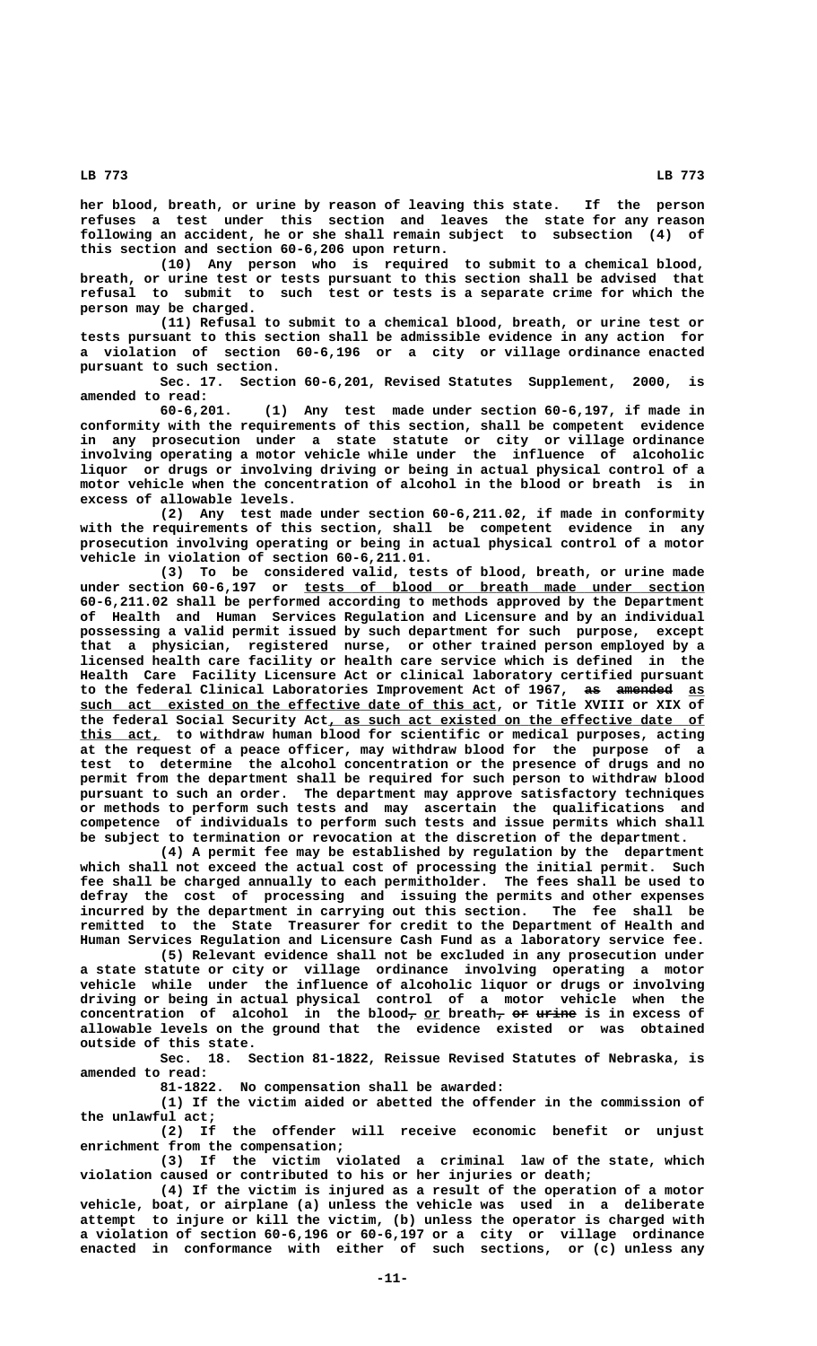her blood, breath, or urine by reason of leaving this state. If the person refuses a test under this section and leaves the state for any reason following an accident, he or she shall remain subject to subsection (4) of this section and section 60-6,206 upon return.

(10) Any person who is required to submit to a chemical blood, breath, or urine test or tests pursuant to this section shall be advised that refusal to submit to such test or tests is a separate crime for which the person may be charged.

(11) Refusal to submit to a chemical blood, breath, or urine test or tests pursuant to this section shall be admissible evidence in any action for a violation of section 60-6,196 or a city or village ordinance enacted pursuant to such section.

Sec. 17. Section 60-6,201, Revised Statutes Supplement, 2000, is amended to read:

60-6,201. (1) Any test made under section 60-6,197, if made in conformity with the requirements of this section, shall be competent evidence in any prosecution under a state statute or city or village ordinance involving operating a motor vehicle while under the influence of alcoholic liquor or drugs or involving driving or being in actual physical control of a motor vehicle when the concentration of alcohol in the blood or breath is in excess of allowable levels.

(2) Any test made under section 60-6,211.02, if made in conformity with the requirements of this section, shall be competent evidence in any prosecution involving operating or being in actual physical control of a motor vehicle in violation of section 60-6,211.01.

(3) To be considered valid, tests of blood, breath, or urine made under section 60-6,197 or tests of blood or breath made under section 60-6,211.02 shall be performed according to methods approved by the Department of Health and Human Services Regulation and Licensure and by an individual possessing a valid permit issued by such department for such purpose, except that a physician, registered nurse, or other trained person employed by a licensed health care facility or health care service which is defined in the Health Care Facility Licensure Act or clinical laboratory certified pursuant to the federal Clinical Laboratories Improvement Act of 1967, ~~as amended~~ as such act existed on the effective date of this act, or Title XVIII or XIX of the federal Social Security Act, as such act existed on the effective date of this act, to withdraw human blood for scientific or medical purposes, acting at the request of a peace officer, may withdraw blood for the purpose of a test to determine the alcohol concentration or the presence of drugs and no permit from the department shall be required for such person to withdraw blood pursuant to such an order. The department may approve satisfactory techniques or methods to perform such tests and may ascertain the qualifications and competence of individuals to perform such tests and issue permits which shall be subject to termination or revocation at the discretion of the department.

(4) A permit fee may be established by regulation by the department which shall not exceed the actual cost of processing the initial permit. Such fee shall be charged annually to each permitholder. The fees shall be used to defray the cost of processing and issuing the permits and other expenses incurred by the department in carrying out this section. The fee shall be remitted to the State Treasurer for credit to the Department of Health and Human Services Regulation and Licensure Cash Fund as a laboratory service fee.

(5) Relevant evidence shall not be excluded in any prosecution under a state statute or city or village ordinance involving operating a motor vehicle while under the influence of alcoholic liquor or drugs or involving driving or being in actual physical control of a motor vehicle when the concentration of alcohol in the blood~~,~~ or breath~~, or urine~~ is in excess of allowable levels on the ground that the evidence existed or was obtained outside of this state.

Sec. 18. Section 81-1822, Reissue Revised Statutes of Nebraska, is amended to read:

81-1822. No compensation shall be awarded:

(1) If the victim aided or abetted the offender in the commission of the unlawful act;

(2) If the offender will receive economic benefit or unjust enrichment from the compensation;

(3) If the victim violated a criminal law of the state, which violation caused or contributed to his or her injuries or death;

(4) If the victim is injured as a result of the operation of a motor vehicle, boat, or airplane (a) unless the vehicle was used in a deliberate attempt to injure or kill the victim, (b) unless the operator is charged with a violation of section 60-6,196 or 60-6,197 or a city or village ordinance enacted in conformance with either of such sections, or (c) unless any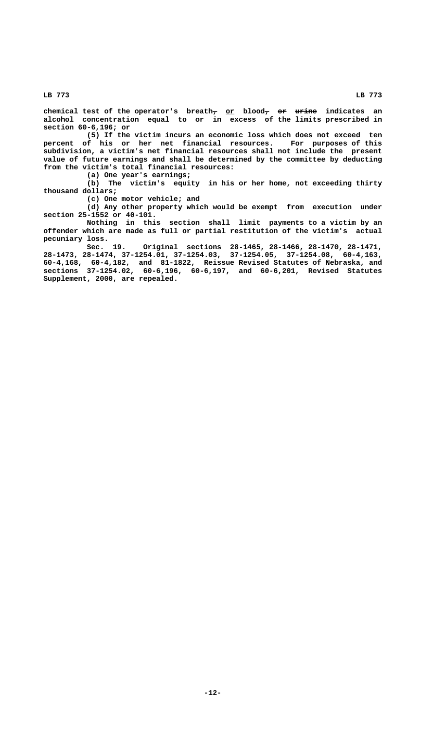chemical test of the operator's breath~~,~~ or blood~~, or urine~~ indicates an alcohol concentration equal to or in excess of the limits prescribed in section 60-6,196; or

(5) If the victim incurs an economic loss which does not exceed ten percent of his or her net financial resources. For purposes of this subdivision, a victim's net financial resources shall not include the present value of future earnings and shall be determined by the committee by deducting from the victim's total financial resources:

(a) One year's earnings;

(b) The victim's equity in his or her home, not exceeding thirty thousand dollars;

(c) One motor vehicle; and

(d) Any other property which would be exempt from execution under section 25-1552 or 40-101.

Nothing in this section shall limit payments to a victim by an offender which are made as full or partial restitution of the victim's actual pecuniary loss.

Sec. 19. Original sections 28-1465, 28-1466, 28-1470, 28-1471, 28-1473, 28-1474, 37-1254.01, 37-1254.03, 37-1254.05, 37-1254.08, 60-4,163, 60-4,168, 60-4,182, and 81-1822, Reissue Revised Statutes of Nebraska, and sections 37-1254.02, 60-6,196, 60-6,197, and 60-6,201, Revised Statutes Supplement, 2000, are repealed.